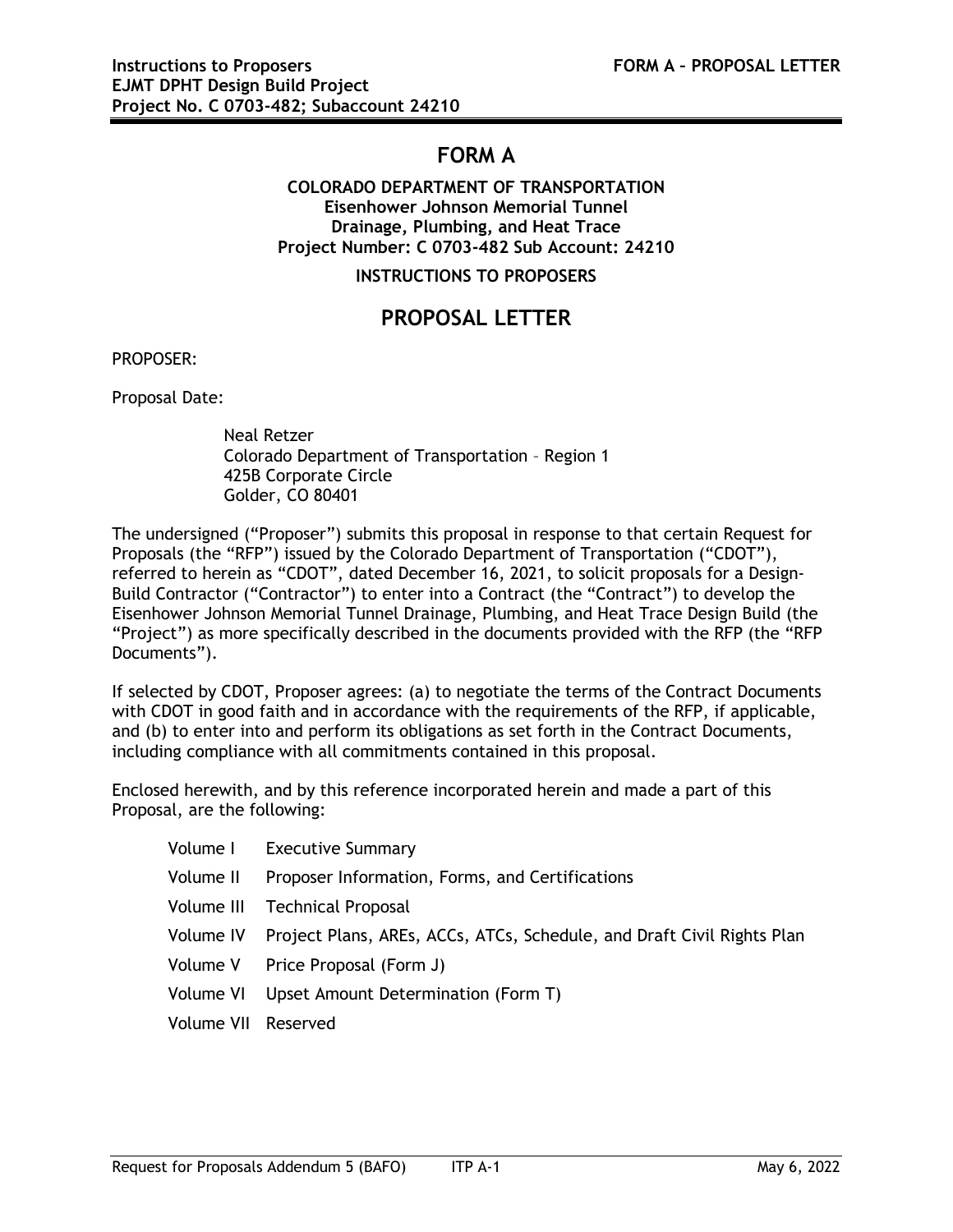# FORM A

**COLORADO DEPARTMENT OF TRANSPORTATION**
**Eisenhower Johnson Memorial Tunnel**
**Drainage, Plumbing, and Heat Trace**
**Project Number: C 0703-482 Sub Account: 24210**

**INSTRUCTIONS TO PROPOSERS**

## PROPOSAL LETTER

PROPOSER:

Proposal Date:

Neal Retzer
Colorado Department of Transportation – Region 1
425B Corporate Circle
Golder, CO 80401

The undersigned ("Proposer") submits this proposal in response to that certain Request for Proposals (the "RFP") issued by the Colorado Department of Transportation ("CDOT"), referred to herein as "CDOT", dated December 16, 2021, to solicit proposals for a Design-Build Contractor ("Contractor") to enter into a Contract (the "Contract") to develop the Eisenhower Johnson Memorial Tunnel Drainage, Plumbing, and Heat Trace Design Build (the "Project") as more specifically described in the documents provided with the RFP (the "RFP Documents").

If selected by CDOT, Proposer agrees: (a) to negotiate the terms of the Contract Documents with CDOT in good faith and in accordance with the requirements of the RFP, if applicable, and (b) to enter into and perform its obligations as set forth in the Contract Documents, including compliance with all commitments contained in this proposal.

Enclosed herewith, and by this reference incorporated herein and made a part of this Proposal, are the following:

- Volume I Executive Summary
- Volume II Proposer Information, Forms, and Certifications
- Volume III Technical Proposal
- Volume IV Project Plans, AREs, ACCs, ATCs, Schedule, and Draft Civil Rights Plan
- Volume V Price Proposal (Form J)
- Volume VI Upset Amount Determination (Form T)
- Volume VII Reserved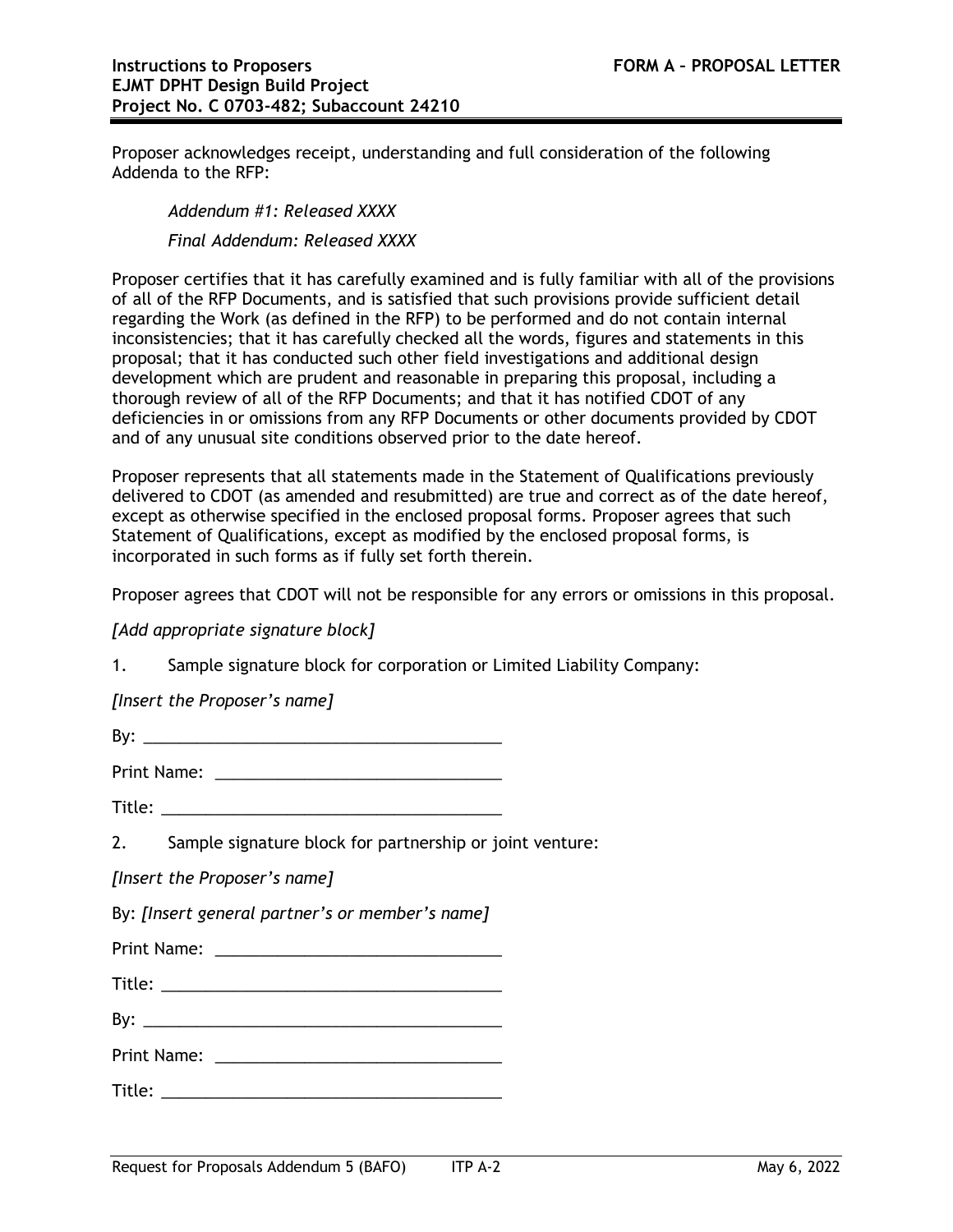Proposer acknowledges receipt, understanding and full consideration of the following Addenda to the RFP:

*Addendum #1: Released XXXX*

*Final Addendum: Released XXXX*

Proposer certifies that it has carefully examined and is fully familiar with all of the provisions of all of the RFP Documents, and is satisfied that such provisions provide sufficient detail regarding the Work (as defined in the RFP) to be performed and do not contain internal inconsistencies; that it has carefully checked all the words, figures and statements in this proposal; that it has conducted such other field investigations and additional design development which are prudent and reasonable in preparing this proposal, including a thorough review of all of the RFP Documents; and that it has notified CDOT of any deficiencies in or omissions from any RFP Documents or other documents provided by CDOT and of any unusual site conditions observed prior to the date hereof.

Proposer represents that all statements made in the Statement of Qualifications previously delivered to CDOT (as amended and resubmitted) are true and correct as of the date hereof, except as otherwise specified in the enclosed proposal forms. Proposer agrees that such Statement of Qualifications, except as modified by the enclosed proposal forms, is incorporated in such forms as if fully set forth therein.

Proposer agrees that CDOT will not be responsible for any errors or omissions in this proposal.

*[Add appropriate signature block]*

1. Sample signature block for corporation or Limited Liability Company:

*[Insert the Proposer's name]*

By: ________________________________________

Print Name: ________________________________

Title: ______________________________________

2. Sample signature block for partnership or joint venture:

*[Insert the Proposer's name]*

By: *[Insert general partner's or member's name]*

Print Name: ________________________________

Title: ______________________________________

By: ________________________________________

Print Name: ________________________________

Title: ______________________________________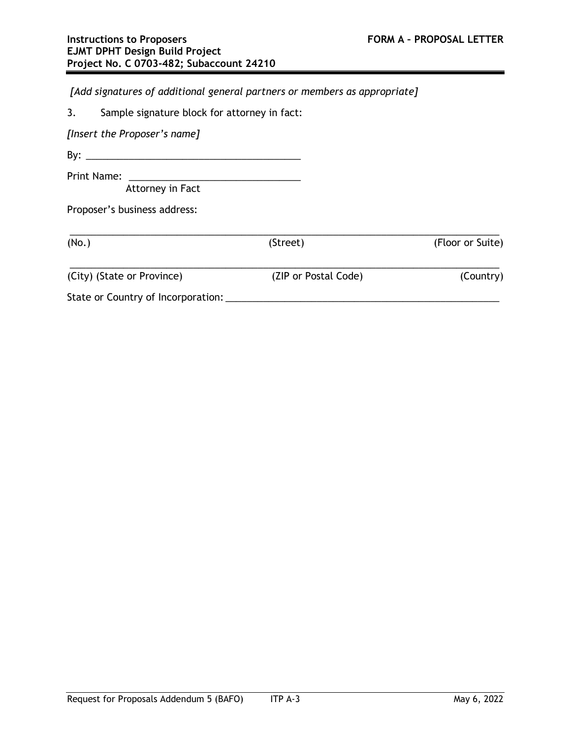*[Add signatures of additional general partners or members as appropriate]*

3. Sample signature block for attorney in fact:

*[Insert the Proposer's name]*

By: ________________________________________

Print Name: ________________________________
Attorney in Fact

Proposer's business address:

______________________________________________________________________________

(No.) (Street) (Floor or Suite)

______________________________________________________________________________

(City) (State or Province) (ZIP or Postal Code) (Country)

State or Country of Incorporation: ________________________________________________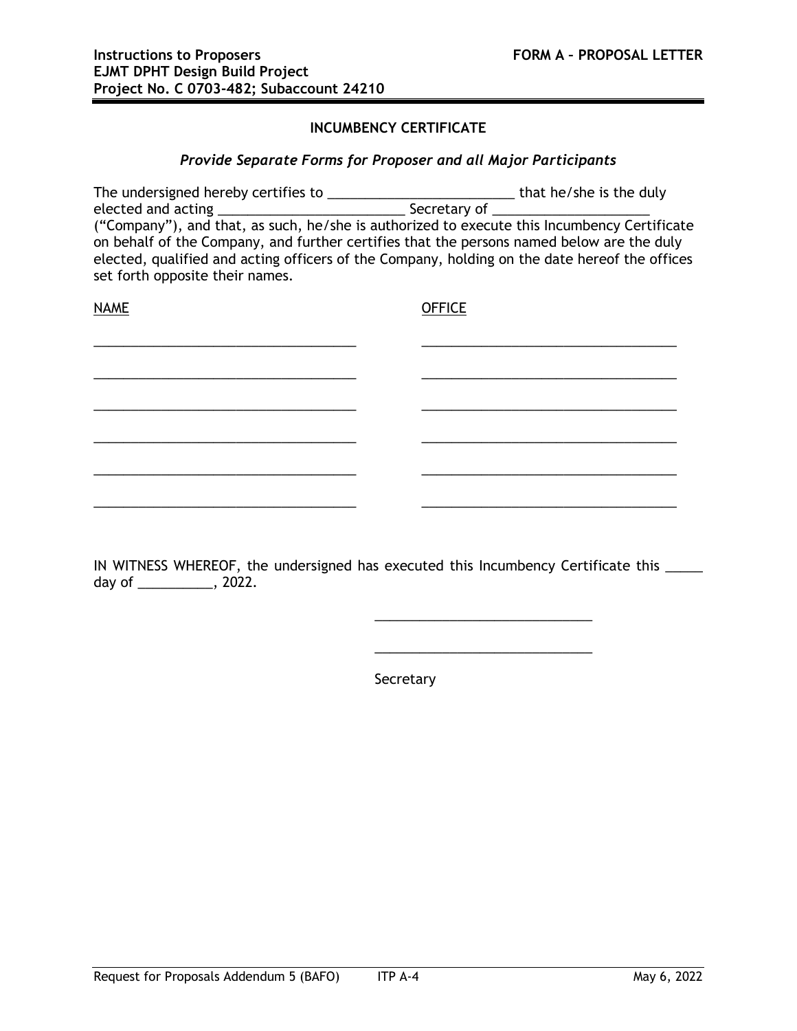## INCUMBENCY CERTIFICATE

***Provide Separate Forms for Proposer and all Major Participants***

The undersigned hereby certifies to _________________________ that he/she is the duly elected and acting _________________________ Secretary of _____________________ ("Company"), and that, as such, he/she is authorized to execute this Incumbency Certificate on behalf of the Company, and further certifies that the persons named below are the duly elected, qualified and acting officers of the Company, holding on the date hereof the offices set forth opposite their names.

| NAME | OFFICE |
|---|---|
| ___________________________________ | ___________________________________ |
| ___________________________________ | ___________________________________ |
| ___________________________________ | ___________________________________ |
| ___________________________________ | ___________________________________ |
| ___________________________________ | ___________________________________ |
| ___________________________________ | ___________________________________ |

IN WITNESS WHEREOF, the undersigned has executed this Incumbency Certificate this _____ day of __________, 2022.

______________________________

______________________________

Secretary